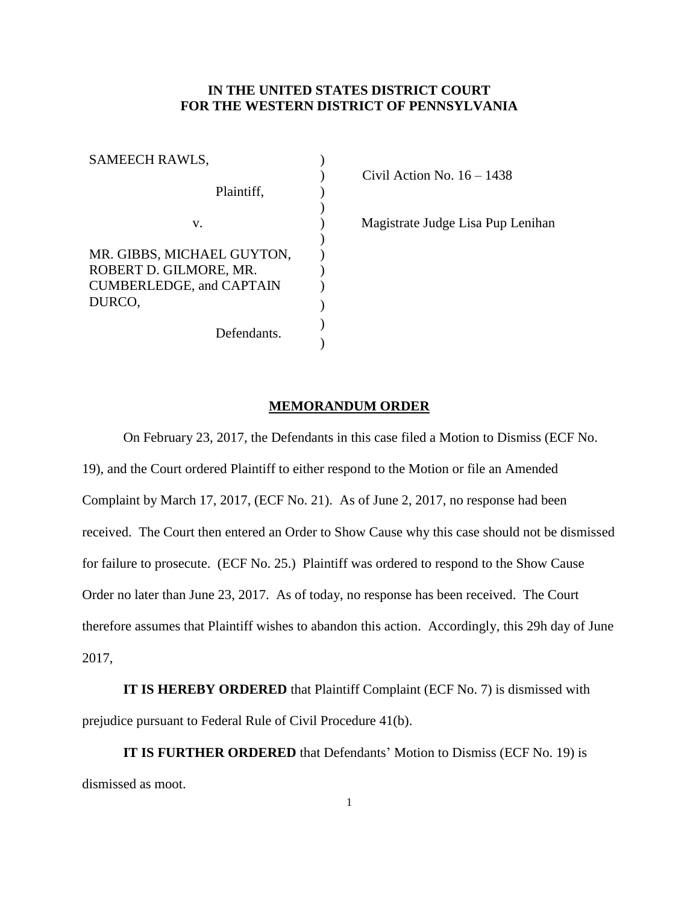**IN THE UNITED STATES DISTRICT COURT**
**FOR THE WESTERN DISTRICT OF PENNSYLVANIA**

SAMEECH RAWLS,

Plaintiff,

v.

MR. GIBBS, MICHAEL GUYTON, ROBERT D. GILMORE, MR. CUMBERLEDGE, and CAPTAIN DURCO,

Defendants.

Civil Action No. 16 – 1438

Magistrate Judge Lisa Pup Lenihan

## MEMORANDUM ORDER

On February 23, 2017, the Defendants in this case filed a Motion to Dismiss (ECF No. 19), and the Court ordered Plaintiff to either respond to the Motion or file an Amended Complaint by March 17, 2017, (ECF No. 21). As of June 2, 2017, no response had been received. The Court then entered an Order to Show Cause why this case should not be dismissed for failure to prosecute. (ECF No. 25.) Plaintiff was ordered to respond to the Show Cause Order no later than June 23, 2017. As of today, no response has been received. The Court therefore assumes that Plaintiff wishes to abandon this action. Accordingly, this 29h day of June 2017,

**IT IS HEREBY ORDERED** that Plaintiff Complaint (ECF No. 7) is dismissed with prejudice pursuant to Federal Rule of Civil Procedure 41(b).

**IT IS FURTHER ORDERED** that Defendants' Motion to Dismiss (ECF No. 19) is dismissed as moot.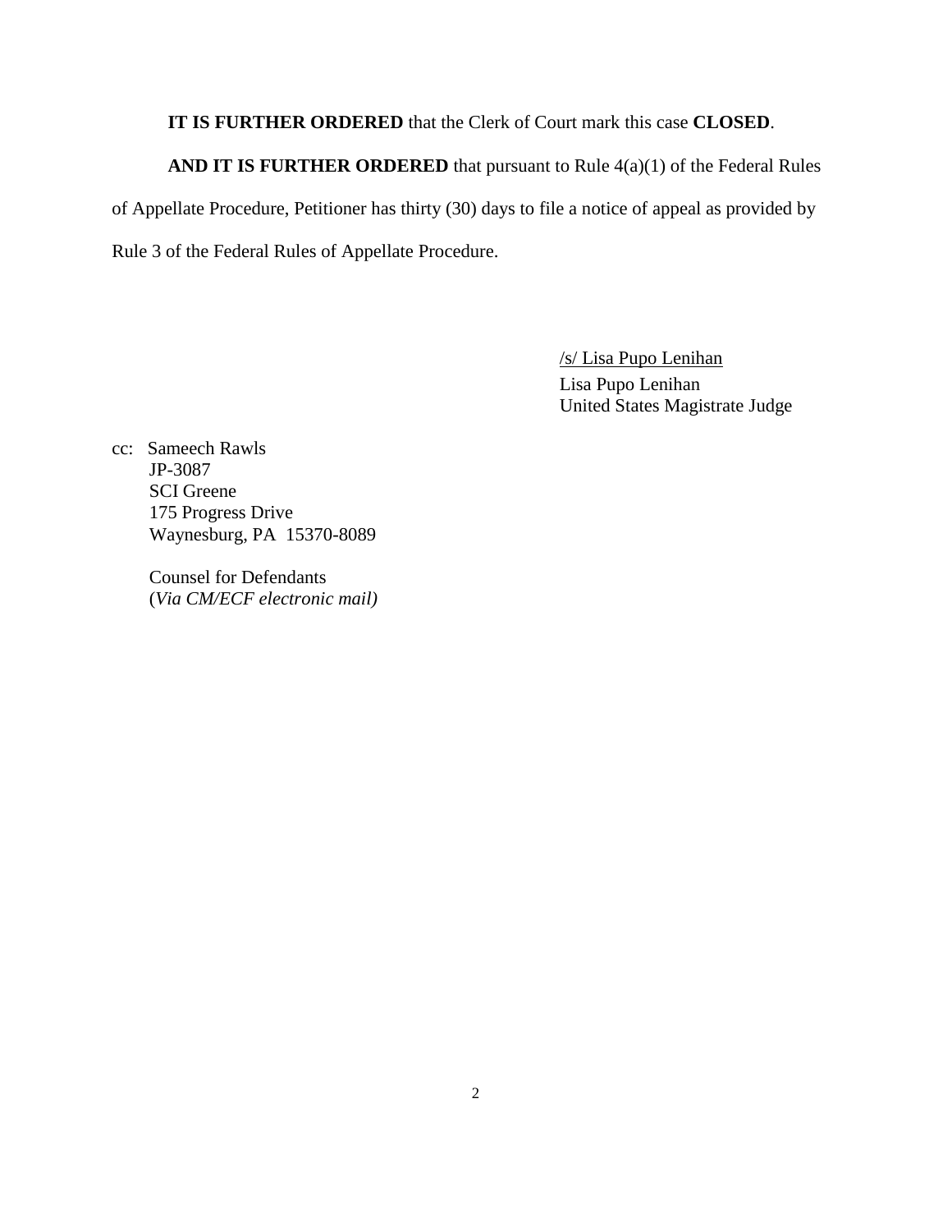**IT IS FURTHER ORDERED** that the Clerk of Court mark this case **CLOSED**.

**AND IT IS FURTHER ORDERED** that pursuant to Rule 4(a)(1) of the Federal Rules of Appellate Procedure, Petitioner has thirty (30) days to file a notice of appeal as provided by Rule 3 of the Federal Rules of Appellate Procedure.

/s/ Lisa Pupo Lenihan
Lisa Pupo Lenihan
United States Magistrate Judge

cc: Sameech Rawls
JP-3087
SCI Greene
175 Progress Drive
Waynesburg, PA 15370-8089

Counsel for Defendants
(*Via CM/ECF electronic mail)*